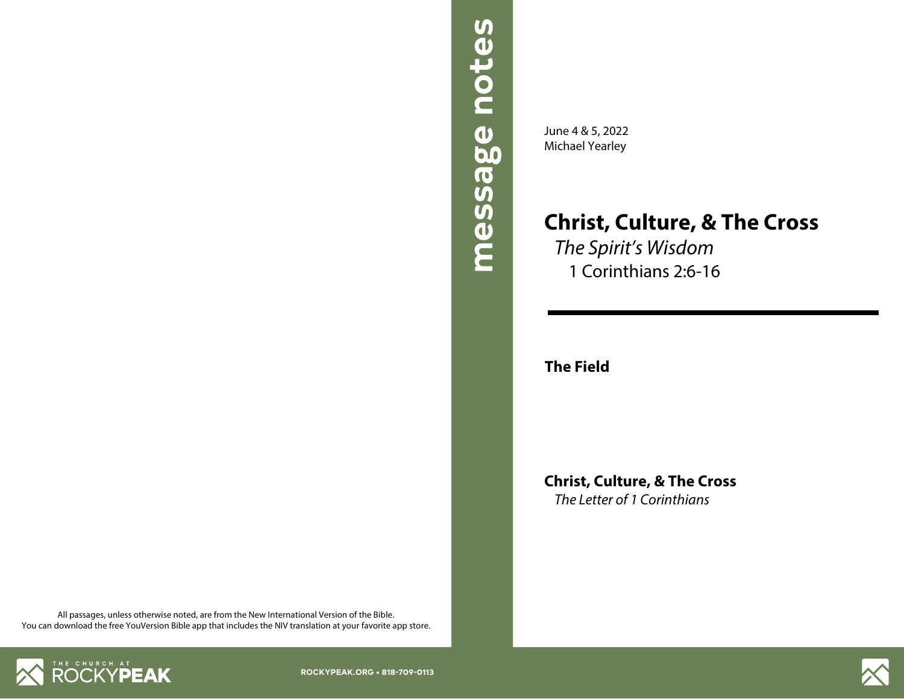message notes

June 4 & 5, 2022
Michael Yearley

# Christ, Culture, & The Cross

*The Spirit's Wisdom*

1 Corinthians 2:6-16

---

**The Field**

**Christ, Culture, & The Cross**

*The Letter of 1 Corinthians*

All passages, unless otherwise noted, are from the New International Version of the Bible.
You can download the free YouVersion Bible app that includes the NIV translation at your favorite app store.

THE CHURCH AT ROCKYPEAK

ROCKYPEAK.ORG • 818-709-0113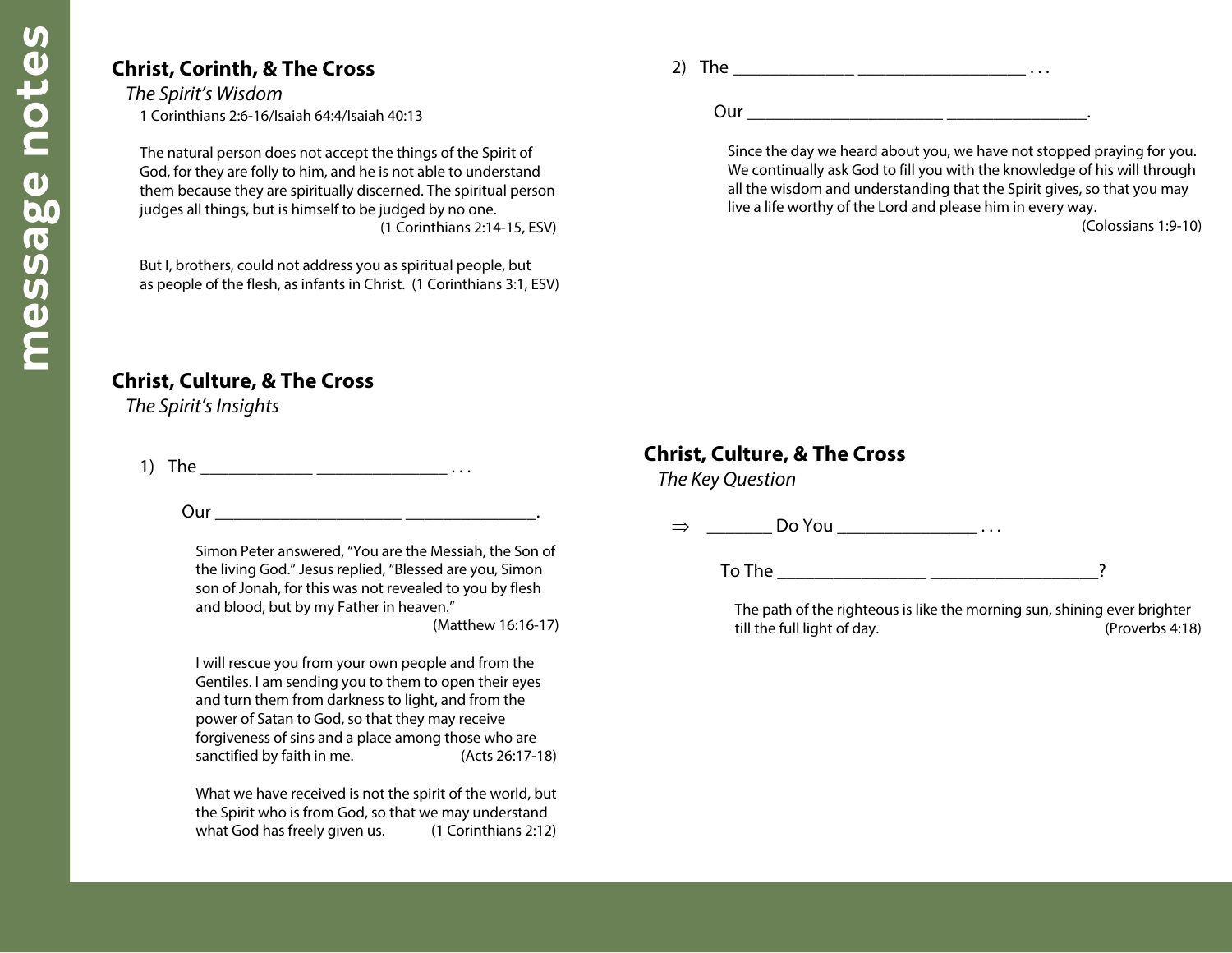## Christ, Corinth, & The Cross

*The Spirit's Wisdom*

1 Corinthians 2:6-16/Isaiah 64:4/Isaiah 40:13

The natural person does not accept the things of the Spirit of God, for they are folly to him, and he is not able to understand them because they are spiritually discerned. The spiritual person judges all things, but is himself to be judged by no one. (1 Corinthians 2:14-15, ESV)

But I, brothers, could not address you as spiritual people, but as people of the flesh, as infants in Christ. (1 Corinthians 3:1, ESV)

## Christ, Culture, & The Cross

*The Spirit's Insights*

1) The _____________ _______________ . . .

Our _____________________ _______________.

Simon Peter answered, "You are the Messiah, the Son of the living God." Jesus replied, "Blessed are you, Simon son of Jonah, for this was not revealed to you by flesh and blood, but by my Father in heaven." (Matthew 16:16-17)

I will rescue you from your own people and from the Gentiles. I am sending you to them to open their eyes and turn them from darkness to light, and from the power of Satan to God, so that they may receive forgiveness of sins and a place among those who are sanctified by faith in me. (Acts 26:17-18)

What we have received is not the spirit of the world, but the Spirit who is from God, so that we may understand what God has freely given us. (1 Corinthians 2:12)

2) The ______________ ___________________ . . .

Our ______________________ ________________.

Since the day we heard about you, we have not stopped praying for you. We continually ask God to fill you with the knowledge of his will through all the wisdom and understanding that the Spirit gives, so that you may live a life worthy of the Lord and please him in every way. (Colossians 1:9-10)

## Christ, Culture, & The Cross

*The Key Question*

⇒ _______ Do You ________________ . . .

To The _________________ ___________________?

The path of the righteous is like the morning sun, shining ever brighter till the full light of day. (Proverbs 4:18)